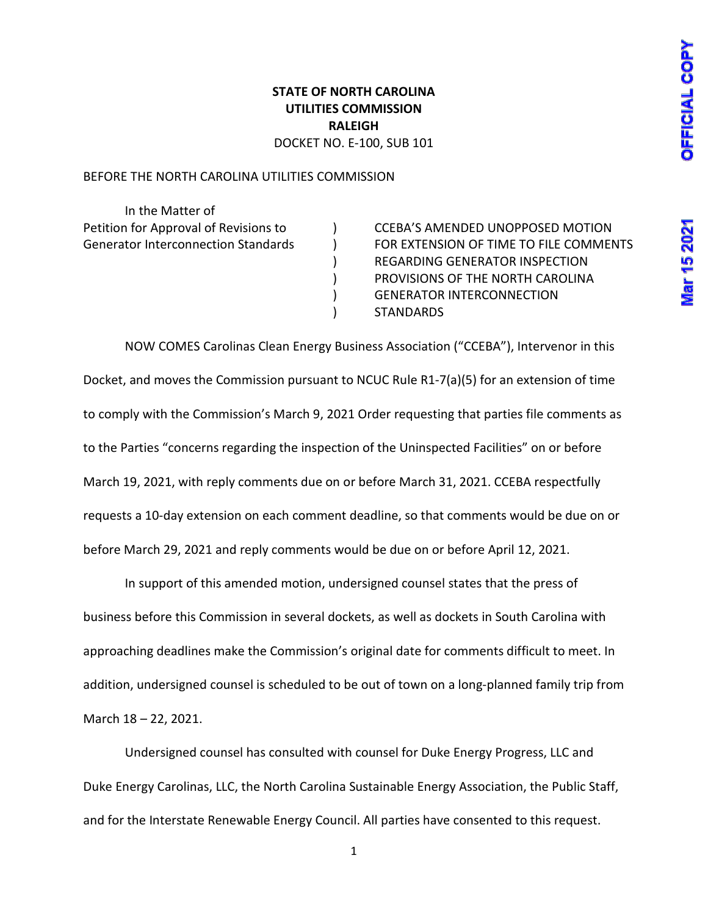**STATE OF NORTH CAROLINA**
**UTILITIES COMMISSION**
**RALEIGH**
DOCKET NO. E-100, SUB 101

BEFORE THE NORTH CAROLINA UTILITIES COMMISSION

| In the Matter of | | |
|---|---|---|
| Petition for Approval of Revisions to Generator Interconnection Standards | ) ) ) ) ) ) | CCEBA'S AMENDED UNOPPOSED MOTION FOR EXTENSION OF TIME TO FILE COMMENTS REGARDING GENERATOR INSPECTION PROVISIONS OF THE NORTH CAROLINA GENERATOR INTERCONNECTION STANDARDS |

NOW COMES Carolinas Clean Energy Business Association ("CCEBA"), Intervenor in this Docket, and moves the Commission pursuant to NCUC Rule R1-7(a)(5) for an extension of time to comply with the Commission's March 9, 2021 Order requesting that parties file comments as to the Parties "concerns regarding the inspection of the Uninspected Facilities" on or before March 19, 2021, with reply comments due on or before March 31, 2021. CCEBA respectfully requests a 10-day extension on each comment deadline, so that comments would be due on or before March 29, 2021 and reply comments would be due on or before April 12, 2021.

In support of this amended motion, undersigned counsel states that the press of business before this Commission in several dockets, as well as dockets in South Carolina with approaching deadlines make the Commission's original date for comments difficult to meet. In addition, undersigned counsel is scheduled to be out of town on a long-planned family trip from March 18 – 22, 2021.

Undersigned counsel has consulted with counsel for Duke Energy Progress, LLC and Duke Energy Carolinas, LLC, the North Carolina Sustainable Energy Association, the Public Staff, and for the Interstate Renewable Energy Council. All parties have consented to this request.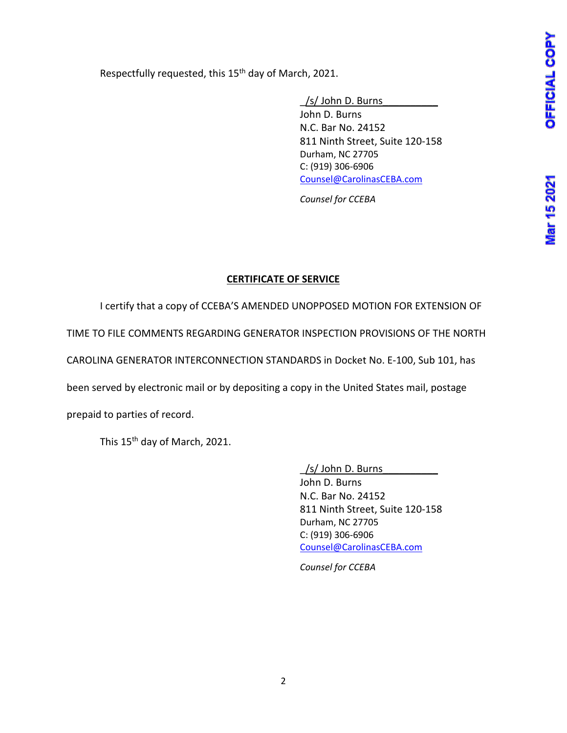Respectfully requested, this 15th day of March, 2021.

_/s/ John D. Burns__________
John D. Burns
N.C. Bar No. 24152
811 Ninth Street, Suite 120-158
Durham, NC 27705
C: (919) 306-6906
Counsel@CarolinasCEBA.com

*Counsel for CCEBA*

## CERTIFICATE OF SERVICE

I certify that a copy of CCEBA'S AMENDED UNOPPOSED MOTION FOR EXTENSION OF TIME TO FILE COMMENTS REGARDING GENERATOR INSPECTION PROVISIONS OF THE NORTH CAROLINA GENERATOR INTERCONNECTION STANDARDS in Docket No. E-100, Sub 101, has been served by electronic mail or by depositing a copy in the United States mail, postage prepaid to parties of record.

This 15th day of March, 2021.

_/s/ John D. Burns__________
John D. Burns
N.C. Bar No. 24152
811 Ninth Street, Suite 120-158
Durham, NC 27705
C: (919) 306-6906
Counsel@CarolinasCEBA.com

*Counsel for CCEBA*